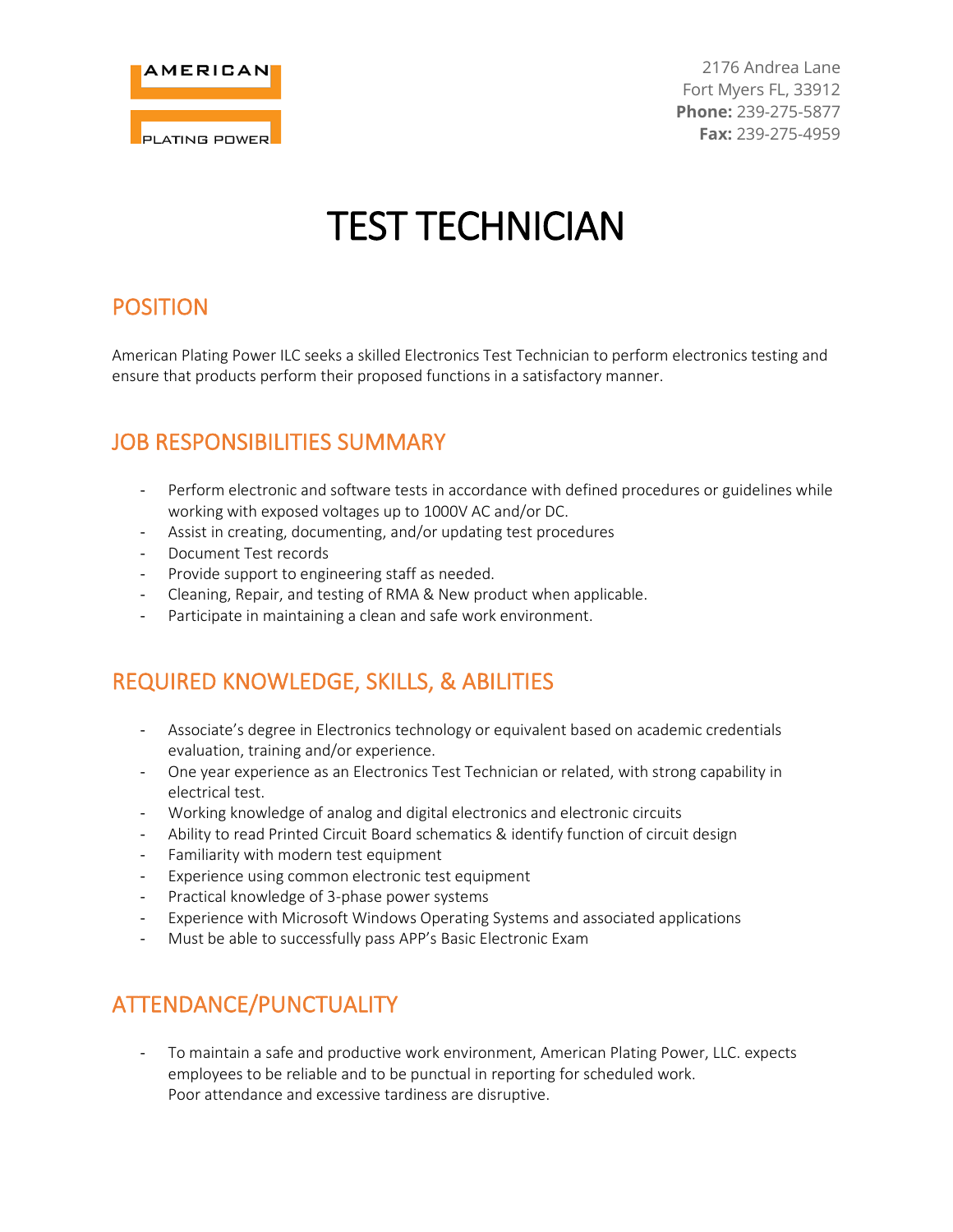AMERICAN

PLATING POWER

2176 Andrea Lane
Fort Myers FL, 33912
**Phone:** 239-275-5877
**Fax:** 239-275-4959

# TEST TECHNICIAN

## POSITION

American Plating Power ILC seeks a skilled Electronics Test Technician to perform electronics testing and ensure that products perform their proposed functions in a satisfactory manner.

## JOB RESPONSIBILITIES SUMMARY

- Perform electronic and software tests in accordance with defined procedures or guidelines while working with exposed voltages up to 1000V AC and/or DC.
- Assist in creating, documenting, and/or updating test procedures
- Document Test records
- Provide support to engineering staff as needed.
- Cleaning, Repair, and testing of RMA & New product when applicable.
- Participate in maintaining a clean and safe work environment.

## REQUIRED KNOWLEDGE, SKILLS, & ABILITIES

- Associate's degree in Electronics technology or equivalent based on academic credentials evaluation, training and/or experience.
- One year experience as an Electronics Test Technician or related, with strong capability in electrical test.
- Working knowledge of analog and digital electronics and electronic circuits
- Ability to read Printed Circuit Board schematics & identify function of circuit design
- Familiarity with modern test equipment
- Experience using common electronic test equipment
- Practical knowledge of 3-phase power systems
- Experience with Microsoft Windows Operating Systems and associated applications
- Must be able to successfully pass APP's Basic Electronic Exam

## ATTENDANCE/PUNCTUALITY

- To maintain a safe and productive work environment, American Plating Power, LLC. expects employees to be reliable and to be punctual in reporting for scheduled work.
  Poor attendance and excessive tardiness are disruptive.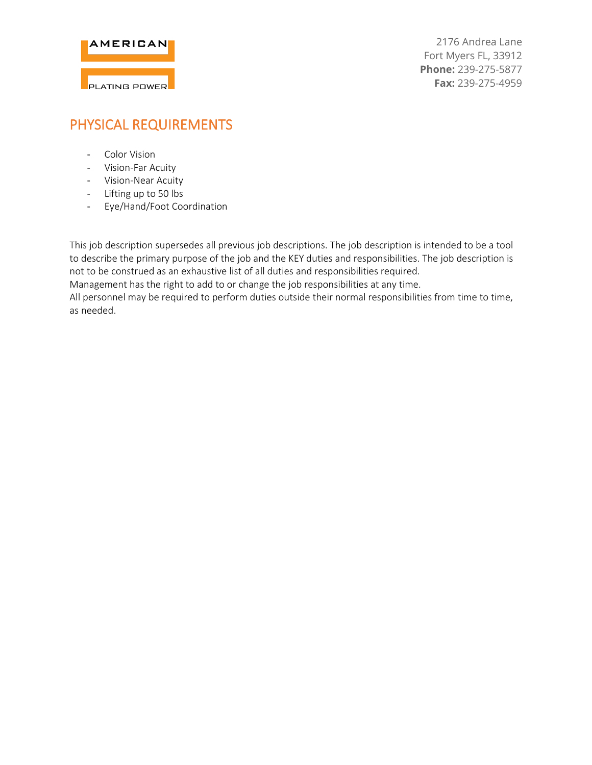AMERICAN
PLATING POWER

2176 Andrea Lane
Fort Myers FL, 33912
**Phone:** 239-275-5877
**Fax:** 239-275-4959

## PHYSICAL REQUIREMENTS

- Color Vision
- Vision-Far Acuity
- Vision-Near Acuity
- Lifting up to 50 lbs
- Eye/Hand/Foot Coordination

This job description supersedes all previous job descriptions. The job description is intended to be a tool to describe the primary purpose of the job and the KEY duties and responsibilities. The job description is not to be construed as an exhaustive list of all duties and responsibilities required.
Management has the right to add to or change the job responsibilities at any time.
All personnel may be required to perform duties outside their normal responsibilities from time to time, as needed.